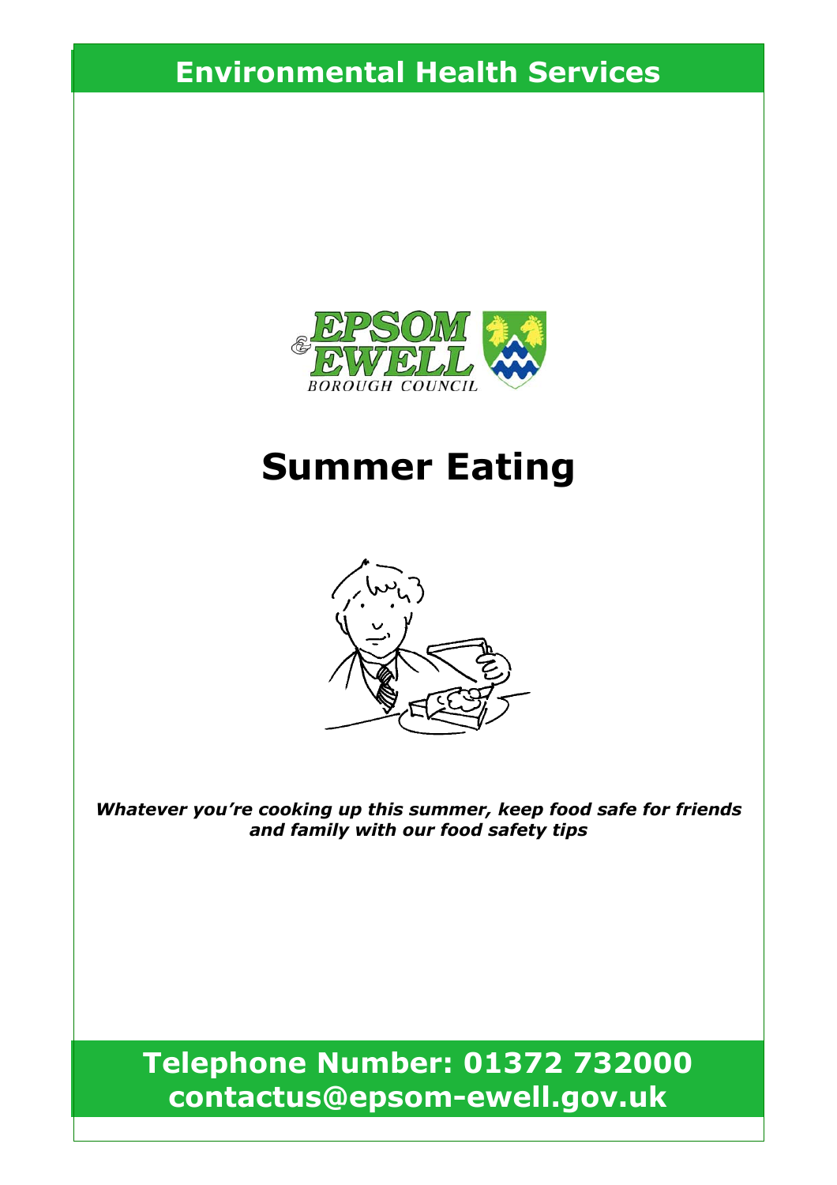**Environmental Health Services**

EPSOM & EWELL BOROUGH COUNCIL

# Summer Eating

***Whatever you're cooking up this summer, keep food safe for friends and family with our food safety tips***

**Telephone Number: 01372 732000**
**contactus@epsom-ewell.gov.uk**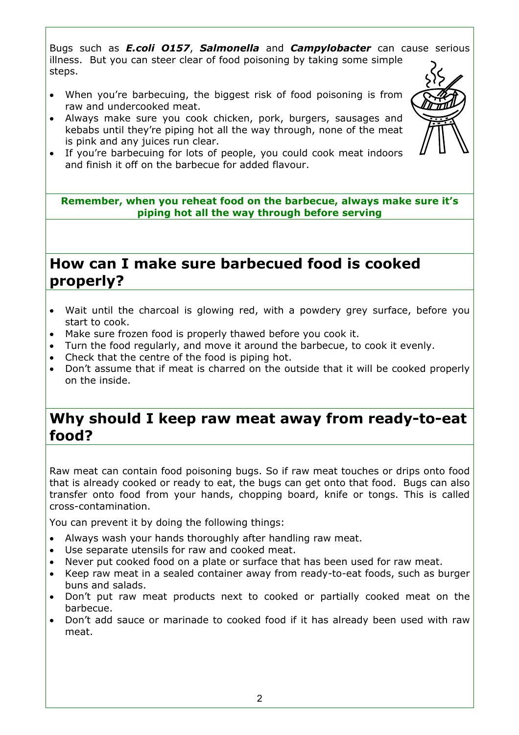Bugs such as ***E.coli O157***, ***Salmonella*** and ***Campylobacter*** can cause serious illness. But you can steer clear of food poisoning by taking some simple steps.

- When you're barbecuing, the biggest risk of food poisoning is from raw and undercooked meat.
- Always make sure you cook chicken, pork, burgers, sausages and kebabs until they're piping hot all the way through, none of the meat is pink and any juices run clear.
- If you're barbecuing for lots of people, you could cook meat indoors and finish it off on the barbecue for added flavour.

**Remember, when you reheat food on the barbecue, always make sure it's piping hot all the way through before serving**

## How can I make sure barbecued food is cooked properly?

- Wait until the charcoal is glowing red, with a powdery grey surface, before you start to cook.
- Make sure frozen food is properly thawed before you cook it.
- Turn the food regularly, and move it around the barbecue, to cook it evenly.
- Check that the centre of the food is piping hot.
- Don't assume that if meat is charred on the outside that it will be cooked properly on the inside.

## Why should I keep raw meat away from ready-to-eat food?

Raw meat can contain food poisoning bugs. So if raw meat touches or drips onto food that is already cooked or ready to eat, the bugs can get onto that food. Bugs can also transfer onto food from your hands, chopping board, knife or tongs. This is called cross-contamination.

You can prevent it by doing the following things:

- Always wash your hands thoroughly after handling raw meat.
- Use separate utensils for raw and cooked meat.
- Never put cooked food on a plate or surface that has been used for raw meat.
- Keep raw meat in a sealed container away from ready-to-eat foods, such as burger buns and salads.
- Don't put raw meat products next to cooked or partially cooked meat on the barbecue.
- Don't add sauce or marinade to cooked food if it has already been used with raw meat.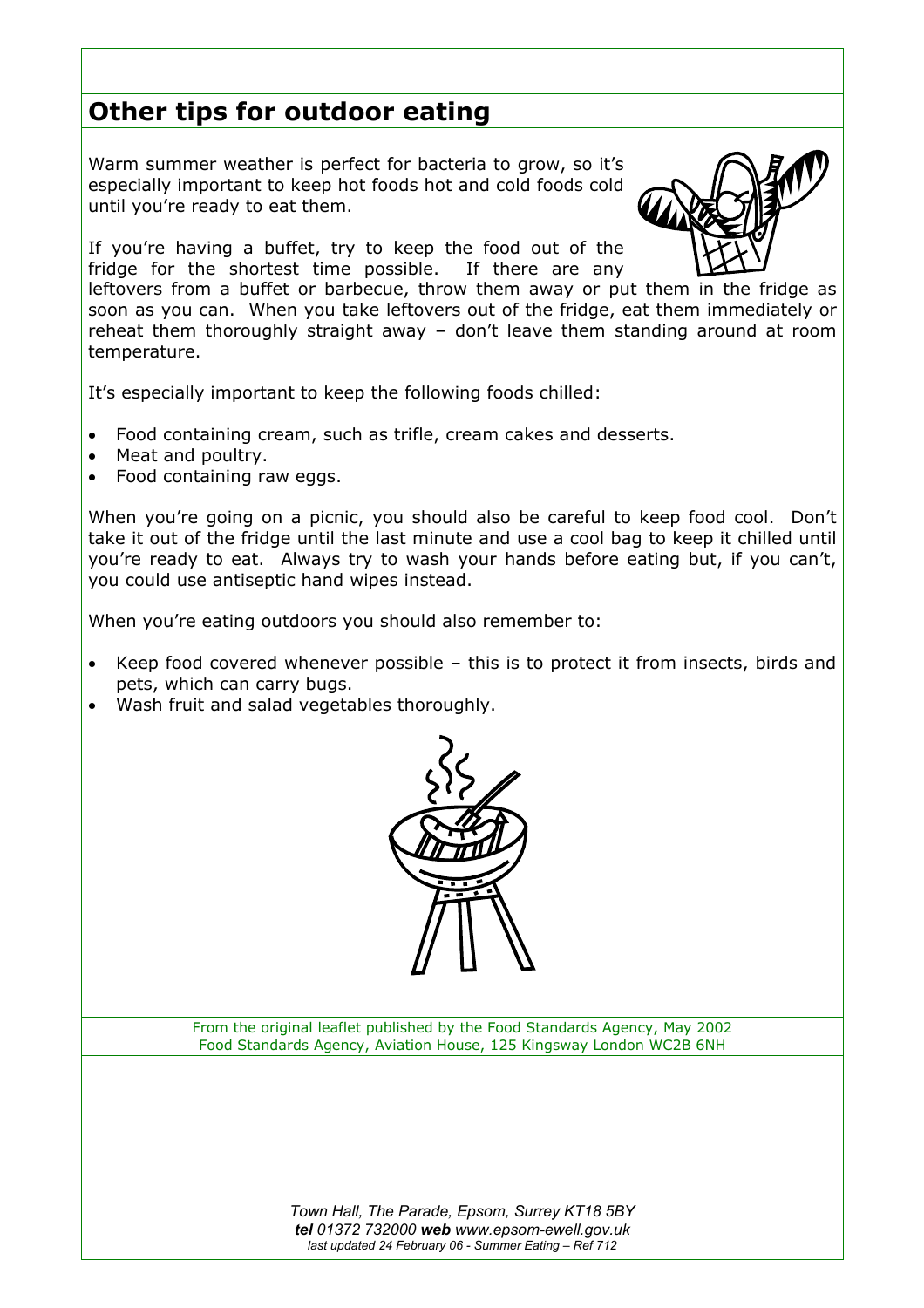## Other tips for outdoor eating

Warm summer weather is perfect for bacteria to grow, so it's especially important to keep hot foods hot and cold foods cold until you're ready to eat them.

If you're having a buffet, try to keep the food out of the fridge for the shortest time possible. If there are any leftovers from a buffet or barbecue, throw them away or put them in the fridge as soon as you can. When you take leftovers out of the fridge, eat them immediately or reheat them thoroughly straight away – don't leave them standing around at room temperature.

It's especially important to keep the following foods chilled:

- Food containing cream, such as trifle, cream cakes and desserts.
- Meat and poultry.
- Food containing raw eggs.

When you're going on a picnic, you should also be careful to keep food cool. Don't take it out of the fridge until the last minute and use a cool bag to keep it chilled until you're ready to eat. Always try to wash your hands before eating but, if you can't, you could use antiseptic hand wipes instead.

When you're eating outdoors you should also remember to:

- Keep food covered whenever possible – this is to protect it from insects, birds and pets, which can carry bugs.
- Wash fruit and salad vegetables thoroughly.

From the original leaflet published by the Food Standards Agency, May 2002
Food Standards Agency, Aviation House, 125 Kingsway London WC2B 6NH

*Town Hall, The Parade, Epsom, Surrey KT18 5BY*
***tel*** *01372 732000* ***web*** *www.epsom-ewell.gov.uk*
*last updated 24 February 06 - Summer Eating – Ref 712*